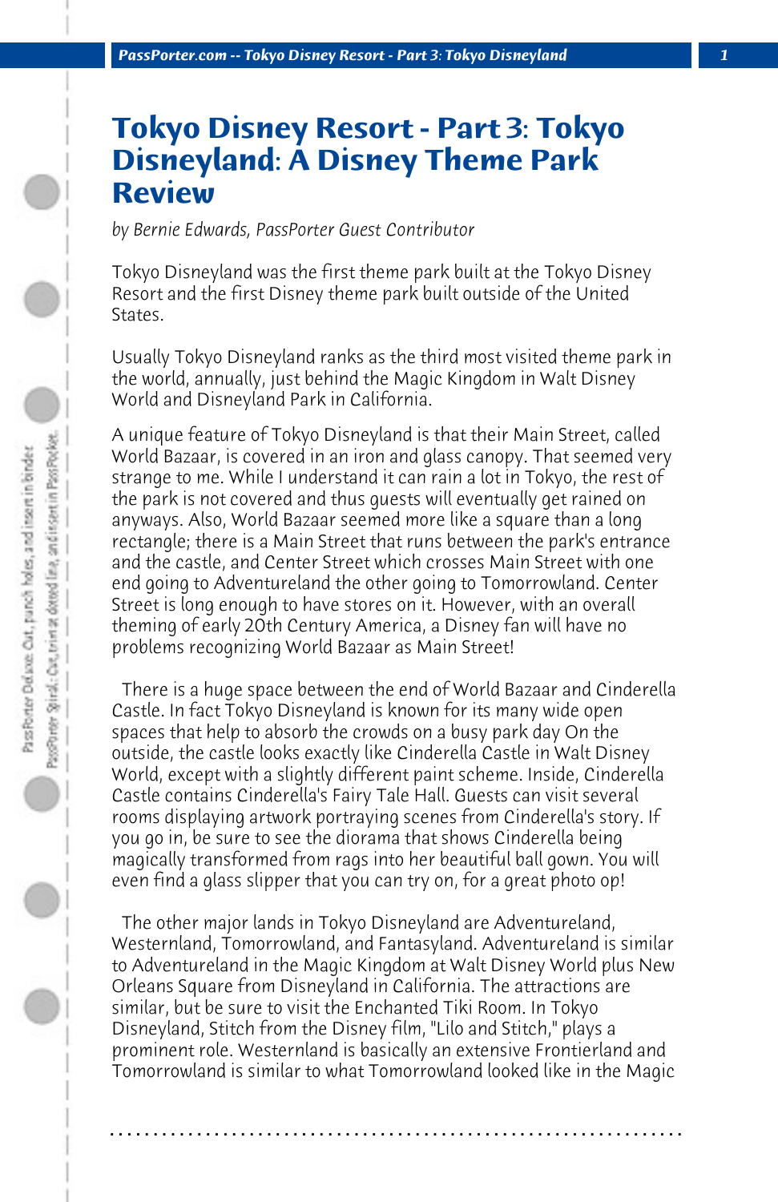# Tokyo Disney Resort - Part 3: Tokyo Disneyland: A Disney Theme Park Review

*by Bernie Edwards, PassPorter Guest Contributor*

Tokyo Disneyland was the first theme park built at the Tokyo Disney Resort and the first Disney theme park built outside of the United States.

Usually Tokyo Disneyland ranks as the third most visited theme park in the world, annually, just behind the Magic Kingdom in Walt Disney World and Disneyland Park in California.

A unique feature of Tokyo Disneyland is that their Main Street, called World Bazaar, is covered in an iron and glass canopy. That seemed very strange to me. While I understand it can rain a lot in Tokyo, the rest of the park is not covered and thus guests will eventually get rained on anyways. Also, World Bazaar seemed more like a square than a long rectangle; there is a Main Street that runs between the park's entrance and the castle, and Center Street which crosses Main Street with one end going to Adventureland the other going to Tomorrowland. Center Street is long enough to have stores on it. However, with an overall theming of early 20th Century America, a Disney fan will have no problems recognizing World Bazaar as Main Street!

There is a huge space between the end of World Bazaar and Cinderella Castle. In fact Tokyo Disneyland is known for its many wide open spaces that help to absorb the crowds on a busy park day On the outside, the castle looks exactly like Cinderella Castle in Walt Disney World, except with a slightly different paint scheme. Inside, Cinderella Castle contains Cinderella's Fairy Tale Hall. Guests can visit several rooms displaying artwork portraying scenes from Cinderella's story. If you go in, be sure to see the diorama that shows Cinderella being magically transformed from rags into her beautiful ball gown. You will even find a glass slipper that you can try on, for a great photo op!

The other major lands in Tokyo Disneyland are Adventureland, Westernland, Tomorrowland, and Fantasyland. Adventureland is similar to Adventureland in the Magic Kingdom at Walt Disney World plus New Orleans Square from Disneyland in California. The attractions are similar, but be sure to visit the Enchanted Tiki Room. In Tokyo Disneyland, Stitch from the Disney film, "Lilo and Stitch," plays a prominent role. Westernland is basically an extensive Frontierland and Tomorrowland is similar to what Tomorrowland looked like in the Magic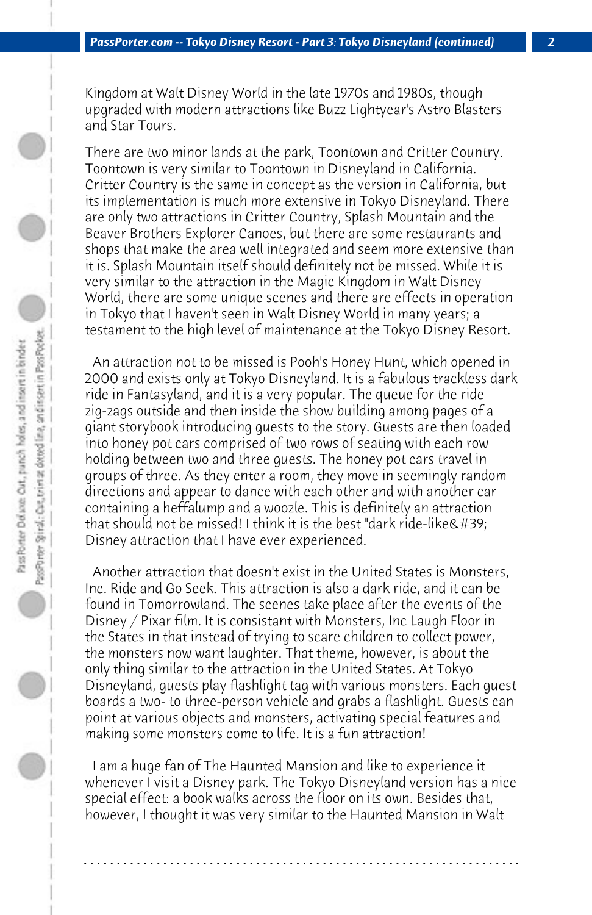Kingdom at Walt Disney World in the late 1970s and 1980s, though upgraded with modern attractions like Buzz Lightyear's Astro Blasters and Star Tours.

There are two minor lands at the park, Toontown and Critter Country. Toontown is very similar to Toontown in Disneyland in California. Critter Country is the same in concept as the version in California, but its implementation is much more extensive in Tokyo Disneyland. There are only two attractions in Critter Country, Splash Mountain and the Beaver Brothers Explorer Canoes, but there are some restaurants and shops that make the area well integrated and seem more extensive than it is. Splash Mountain itself should definitely not be missed. While it is very similar to the attraction in the Magic Kingdom in Walt Disney World, there are some unique scenes and there are effects in operation in Tokyo that I haven't seen in Walt Disney World in many years; a testament to the high level of maintenance at the Tokyo Disney Resort.

An attraction not to be missed is Pooh's Honey Hunt, which opened in 2000 and exists only at Tokyo Disneyland. It is a fabulous trackless dark ride in Fantasyland, and it is a very popular. The queue for the ride zig-zags outside and then inside the show building among pages of a giant storybook introducing guests to the story. Guests are then loaded into honey pot cars comprised of two rows of seating with each row holding between two and three guests. The honey pot cars travel in groups of three. As they enter a room, they move in seemingly random directions and appear to dance with each other and with another car containing a heffalump and a woozle. This is definitely an attraction that should not be missed! I think it is the best "dark ride-like&#39; Disney attraction that I have ever experienced.

Another attraction that doesn't exist in the United States is Monsters, Inc. Ride and Go Seek. This attraction is also a dark ride, and it can be found in Tomorrowland. The scenes take place after the events of the Disney / Pixar film. It is consistant with Monsters, Inc Laugh Floor in the States in that instead of trying to scare children to collect power, the monsters now want laughter. That theme, however, is about the only thing similar to the attraction in the United States. At Tokyo Disneyland, guests play flashlight tag with various monsters. Each guest boards a two- to three-person vehicle and grabs a flashlight. Guests can point at various objects and monsters, activating special features and making some monsters come to life. It is a fun attraction!

I am a huge fan of The Haunted Mansion and like to experience it whenever I visit a Disney park. The Tokyo Disneyland version has a nice special effect: a book walks across the floor on its own. Besides that, however, I thought it was very similar to the Haunted Mansion in Walt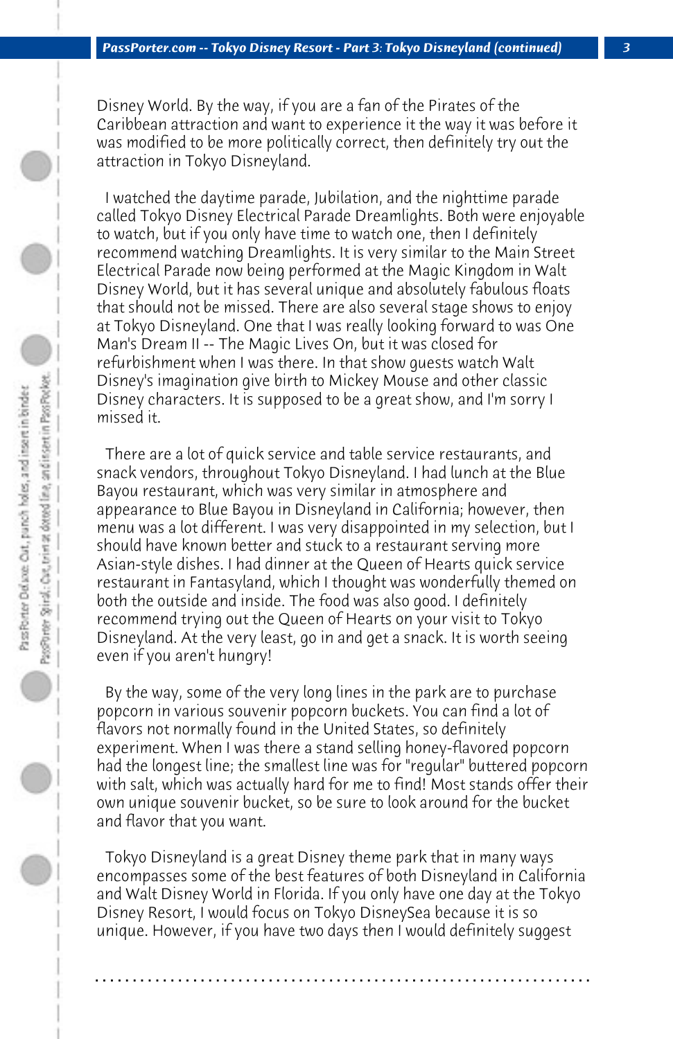Disney World. By the way, if you are a fan of the Pirates of the Caribbean attraction and want to experience it the way it was before it was modified to be more politically correct, then definitely try out the attraction in Tokyo Disneyland.

I watched the daytime parade, Jubilation, and the nighttime parade called Tokyo Disney Electrical Parade Dreamlights. Both were enjoyable to watch, but if you only have time to watch one, then I definitely recommend watching Dreamlights. It is very similar to the Main Street Electrical Parade now being performed at the Magic Kingdom in Walt Disney World, but it has several unique and absolutely fabulous floats that should not be missed. There are also several stage shows to enjoy at Tokyo Disneyland. One that I was really looking forward to was One Man's Dream II -- The Magic Lives On, but it was closed for refurbishment when I was there. In that show guests watch Walt Disney's imagination give birth to Mickey Mouse and other classic Disney characters. It is supposed to be a great show, and I'm sorry I missed it.

There are a lot of quick service and table service restaurants, and snack vendors, throughout Tokyo Disneyland. I had lunch at the Blue Bayou restaurant, which was very similar in atmosphere and appearance to Blue Bayou in Disneyland in California; however, then menu was a lot different. I was very disappointed in my selection, but I should have known better and stuck to a restaurant serving more Asian-style dishes. I had dinner at the Queen of Hearts quick service restaurant in Fantasyland, which I thought was wonderfully themed on both the outside and inside. The food was also good. I definitely recommend trying out the Queen of Hearts on your visit to Tokyo Disneyland. At the very least, go in and get a snack. It is worth seeing even if you aren't hungry!

By the way, some of the very long lines in the park are to purchase popcorn in various souvenir popcorn buckets. You can find a lot of flavors not normally found in the United States, so definitely experiment. When I was there a stand selling honey-flavored popcorn had the longest line; the smallest line was for "regular" buttered popcorn with salt, which was actually hard for me to find! Most stands offer their own unique souvenir bucket, so be sure to look around for the bucket and flavor that you want.

Tokyo Disneyland is a great Disney theme park that in many ways encompasses some of the best features of both Disneyland in California and Walt Disney World in Florida. If you only have one day at the Tokyo Disney Resort, I would focus on Tokyo DisneySea because it is so unique. However, if you have two days then I would definitely suggest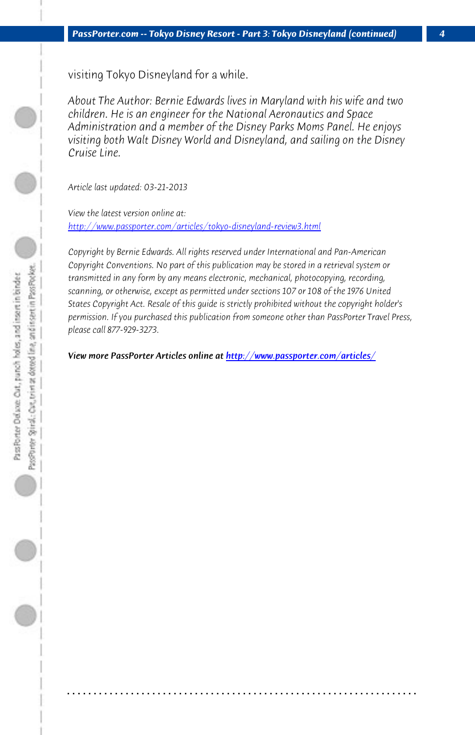visiting Tokyo Disneyland for a while.

*About The Author: Bernie Edwards lives in Maryland with his wife and two children. He is an engineer for the National Aeronautics and Space Administration and a member of the Disney Parks Moms Panel. He enjoys visiting both Walt Disney World and Disneyland, and sailing on the Disney Cruise Line.*

*Article last updated: 03-21-2013*

*View the latest version online at:*
*http://www.passporter.com/articles/tokyo-disneyland-review3.html*

*Copyright by Bernie Edwards. All rights reserved under International and Pan-American Copyright Conventions. No part of this publication may be stored in a retrieval system or transmitted in any form by any means electronic, mechanical, photocopying, recording, scanning, or otherwise, except as permitted under sections 107 or 108 of the 1976 United States Copyright Act. Resale of this guide is strictly prohibited without the copyright holder's permission. If you purchased this publication from someone other than PassPorter Travel Press, please call 877-929-3273.*

***View more PassPorter Articles online at http://www.passporter.com/articles/***